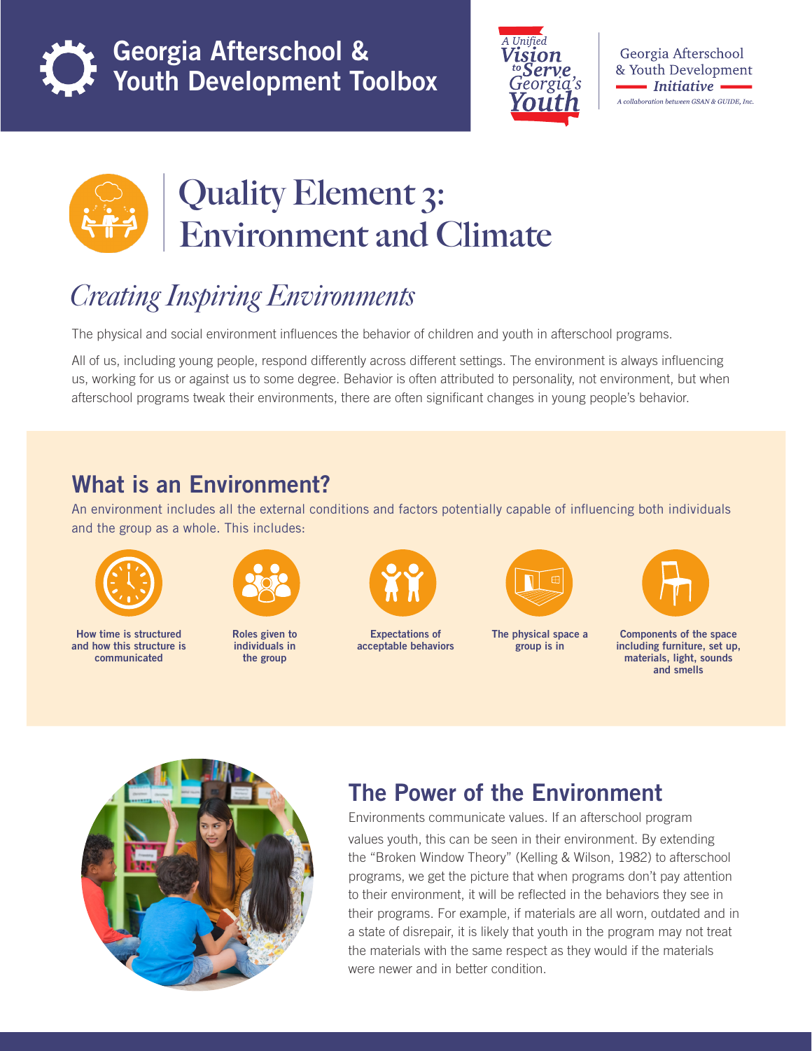# Georgia Afterschool & Youth Development Toolbox

A Unified Vision to Serve Georgia's Youth

Georgia Afterschool & Youth Development Initiative

*A collaboration between GSAN & GUIDE, Inc.*

# Quality Element 3: Environment and Climate

## *Creating Inspiring Environments*

The physical and social environment influences the behavior of children and youth in afterschool programs.

All of us, including young people, respond differently across different settings. The environment is always influencing us, working for us or against us to some degree. Behavior is often attributed to personality, not environment, but when afterschool programs tweak their environments, there are often significant changes in young people's behavior.

## What is an Environment?

An environment includes all the external conditions and factors potentially capable of influencing both individuals and the group as a whole. This includes:

- **How time is structured and how this structure is communicated**
- **Roles given to individuals in the group**
- **Expectations of acceptable behaviors**
- **The physical space a group is in**
- **Components of the space including furniture, set up, materials, light, sounds and smells**

## The Power of the Environment

Environments communicate values. If an afterschool program values youth, this can be seen in their environment. By extending the "Broken Window Theory" (Kelling & Wilson, 1982) to afterschool programs, we get the picture that when programs don't pay attention to their environment, it will be reflected in the behaviors they see in their programs. For example, if materials are all worn, outdated and in a state of disrepair, it is likely that youth in the program may not treat the materials with the same respect as they would if the materials were newer and in better condition.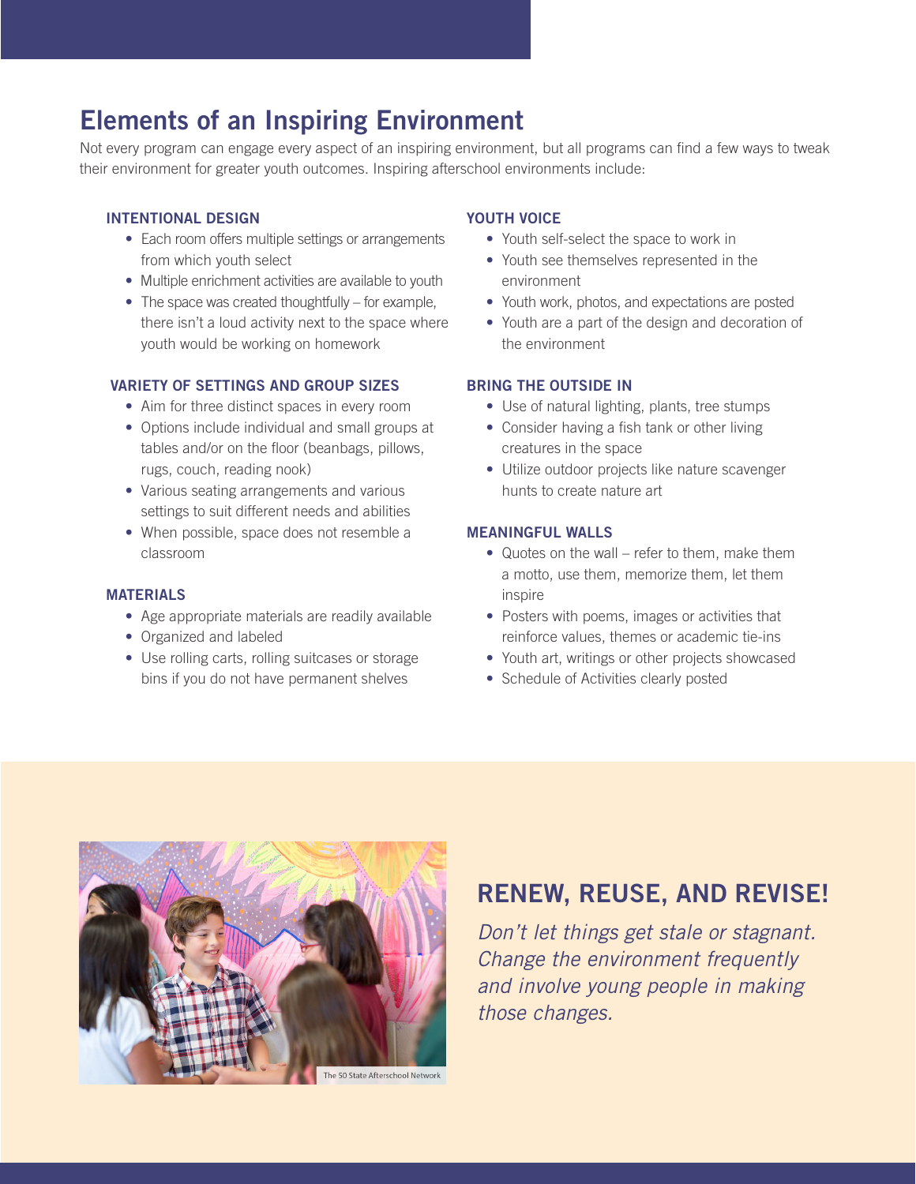## Elements of an Inspiring Environment

Not every program can engage every aspect of an inspiring environment, but all programs can find a few ways to tweak their environment for greater youth outcomes. Inspiring afterschool environments include:

### INTENTIONAL DESIGN

- Each room offers multiple settings or arrangements from which youth select
- Multiple enrichment activities are available to youth
- The space was created thoughtfully – for example, there isn't a loud activity next to the space where youth would be working on homework

### VARIETY OF SETTINGS AND GROUP SIZES

- Aim for three distinct spaces in every room
- Options include individual and small groups at tables and/or on the floor (beanbags, pillows, rugs, couch, reading nook)
- Various seating arrangements and various settings to suit different needs and abilities
- When possible, space does not resemble a classroom

### MATERIALS

- Age appropriate materials are readily available
- Organized and labeled
- Use rolling carts, rolling suitcases or storage bins if you do not have permanent shelves

### YOUTH VOICE

- Youth self-select the space to work in
- Youth see themselves represented in the environment
- Youth work, photos, and expectations are posted
- Youth are a part of the design and decoration of the environment

### BRING THE OUTSIDE IN

- Use of natural lighting, plants, tree stumps
- Consider having a fish tank or other living creatures in the space
- Utilize outdoor projects like nature scavenger hunts to create nature art

### MEANINGFUL WALLS

- Quotes on the wall – refer to them, make them a motto, use them, memorize them, let them inspire
- Posters with poems, images or activities that reinforce values, themes or academic tie-ins
- Youth art, writings or other projects showcased
- Schedule of Activities clearly posted

The 50 State Afterschool Network

## RENEW, REUSE, AND REVISE!

*Don't let things get stale or stagnant. Change the environment frequently and involve young people in making those changes.*